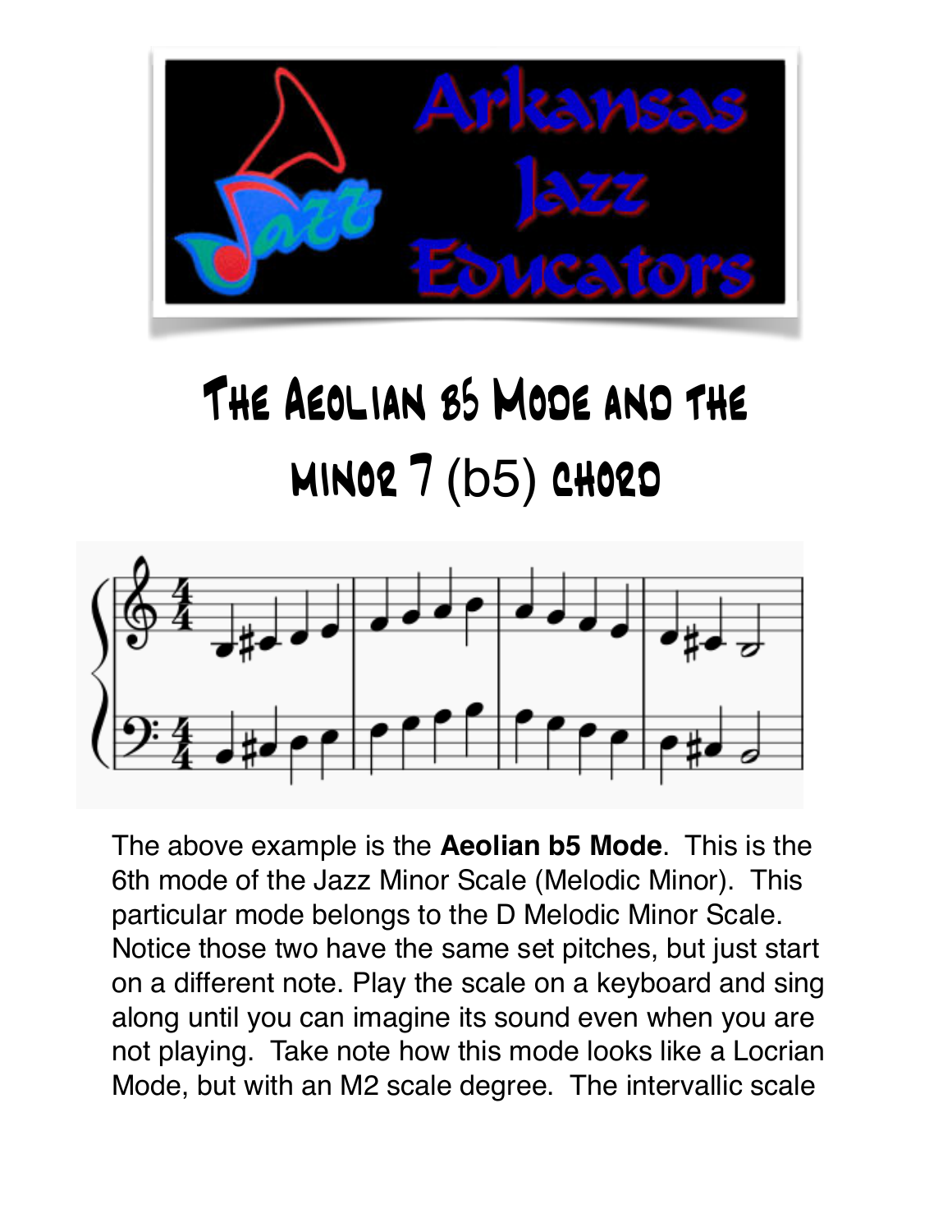# The Aeolian b5 Mode and the minor 7 (b5) chord

The above example is the **Aeolian b5 Mode**. This is the 6th mode of the Jazz Minor Scale (Melodic Minor). This particular mode belongs to the D Melodic Minor Scale. Notice those two have the same set pitches, but just start on a different note. Play the scale on a keyboard and sing along until you can imagine its sound even when you are not playing. Take note how this mode looks like a Locrian Mode, but with an M2 scale degree. The intervallic scale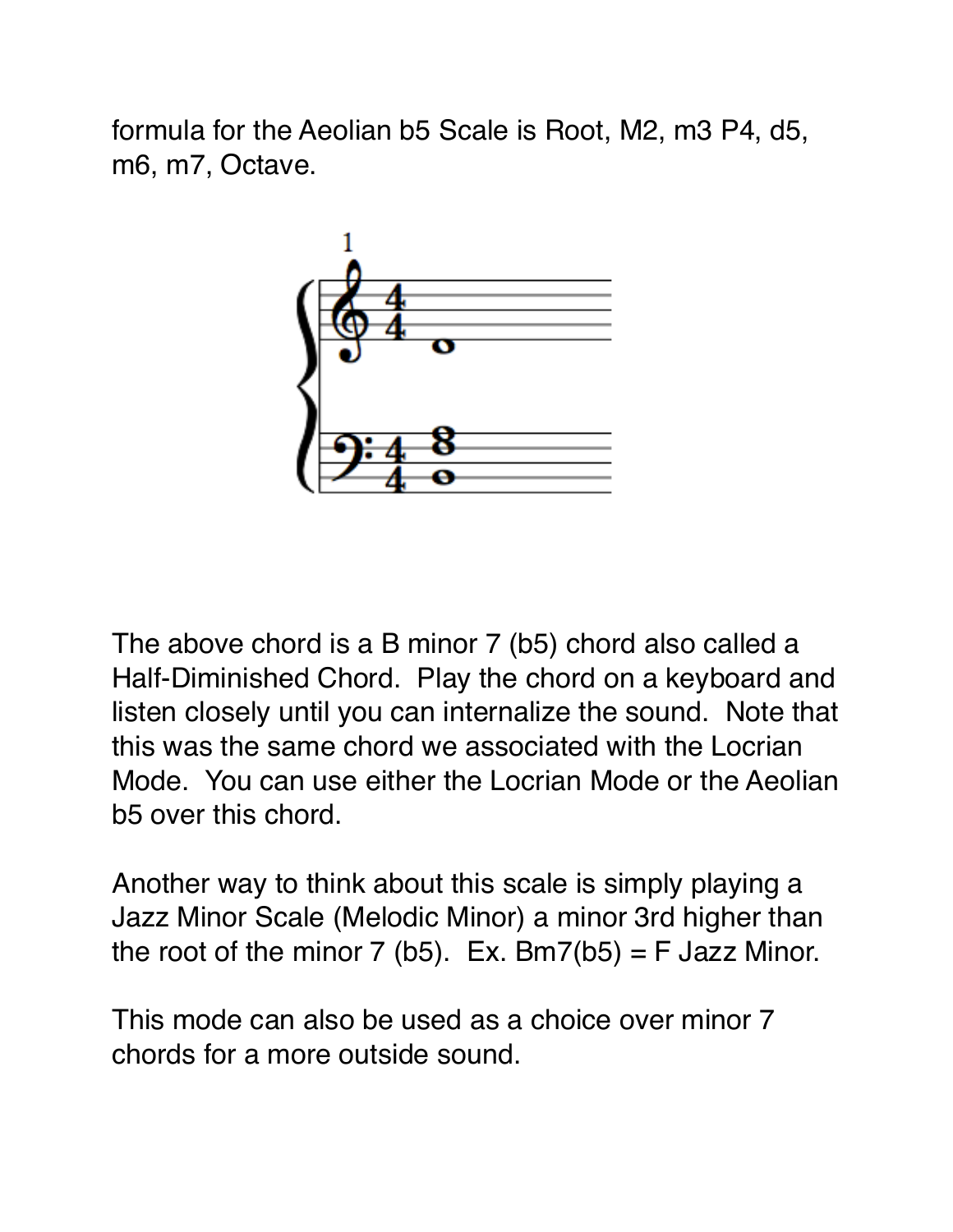formula for the Aeolian b5 Scale is Root, M2, m3 P4, d5, m6, m7, Octave.

The above chord is a B minor 7 (b5) chord also called a Half-Diminished Chord. Play the chord on a keyboard and listen closely until you can internalize the sound. Note that this was the same chord we associated with the Locrian Mode. You can use either the Locrian Mode or the Aeolian b5 over this chord.

Another way to think about this scale is simply playing a Jazz Minor Scale (Melodic Minor) a minor 3rd higher than the root of the minor 7 (b5). Ex. Bm7(b5) = F Jazz Minor.

This mode can also be used as a choice over minor 7 chords for a more outside sound.